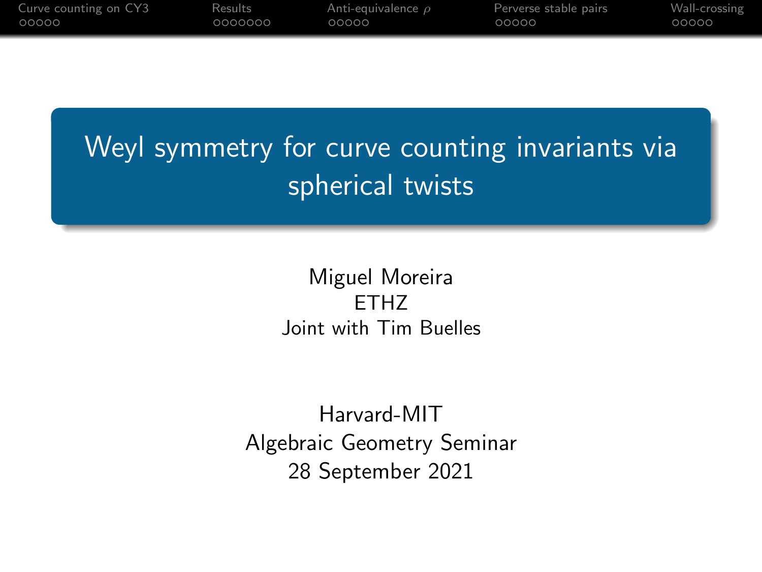# Weyl symmetry for curve counting invariants via spherical twists

Miguel Moreira
ETHZ
Joint with Tim Buelles

Harvard-MIT
Algebraic Geometry Seminar
28 September 2021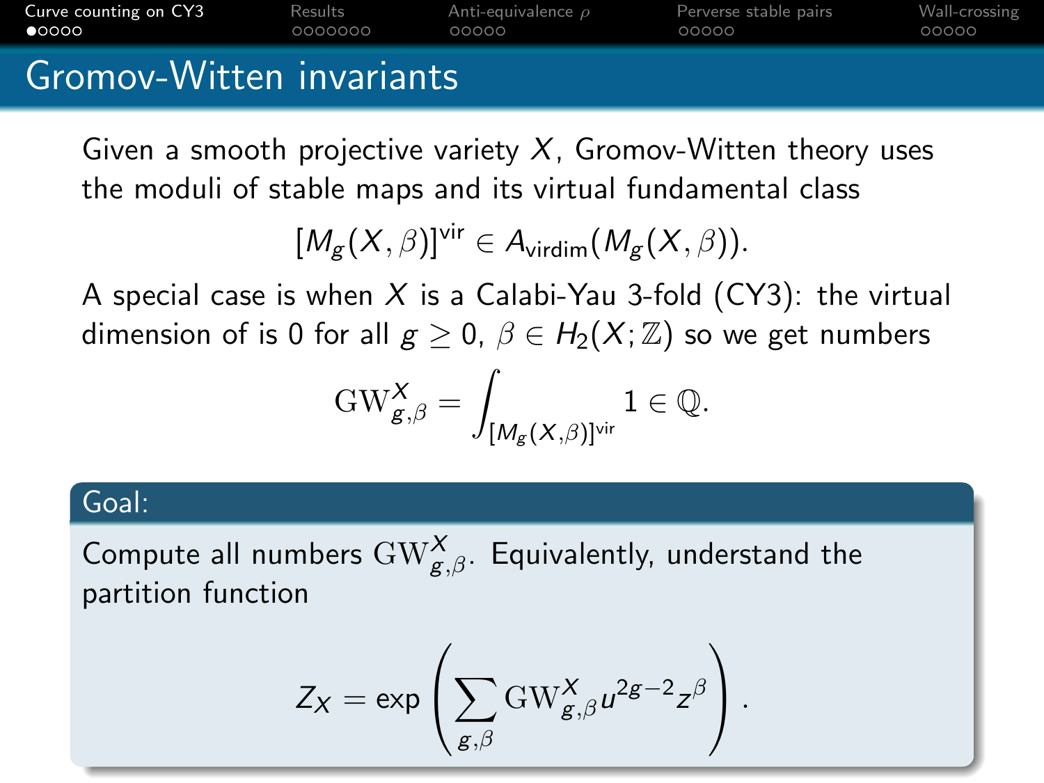# Gromov-Witten invariants

Given a smooth projective variety $X$, Gromov-Witten theory uses the moduli of stable maps and its virtual fundamental class

$$[M_g(X,\beta)]^{\text{vir}} \in A_{\text{virdim}}(M_g(X,\beta)).$$

A special case is when $X$ is a Calabi-Yau 3-fold (CY3): the virtual dimension of is 0 for all $g \geq 0$, $\beta \in H_2(X;\mathbb{Z})$ so we get numbers

$$\mathrm{GW}^X_{g,\beta} = \int_{[M_g(X,\beta)]^{\text{vir}}} 1 \in \mathbb{Q}.$$

**Goal:**

Compute all numbers $\mathrm{GW}^X_{g,\beta}$. Equivalently, understand the partition function

$$Z_X = \exp\left(\sum_{g,\beta} \mathrm{GW}^X_{g,\beta} u^{2g-2} z^{\beta}\right).$$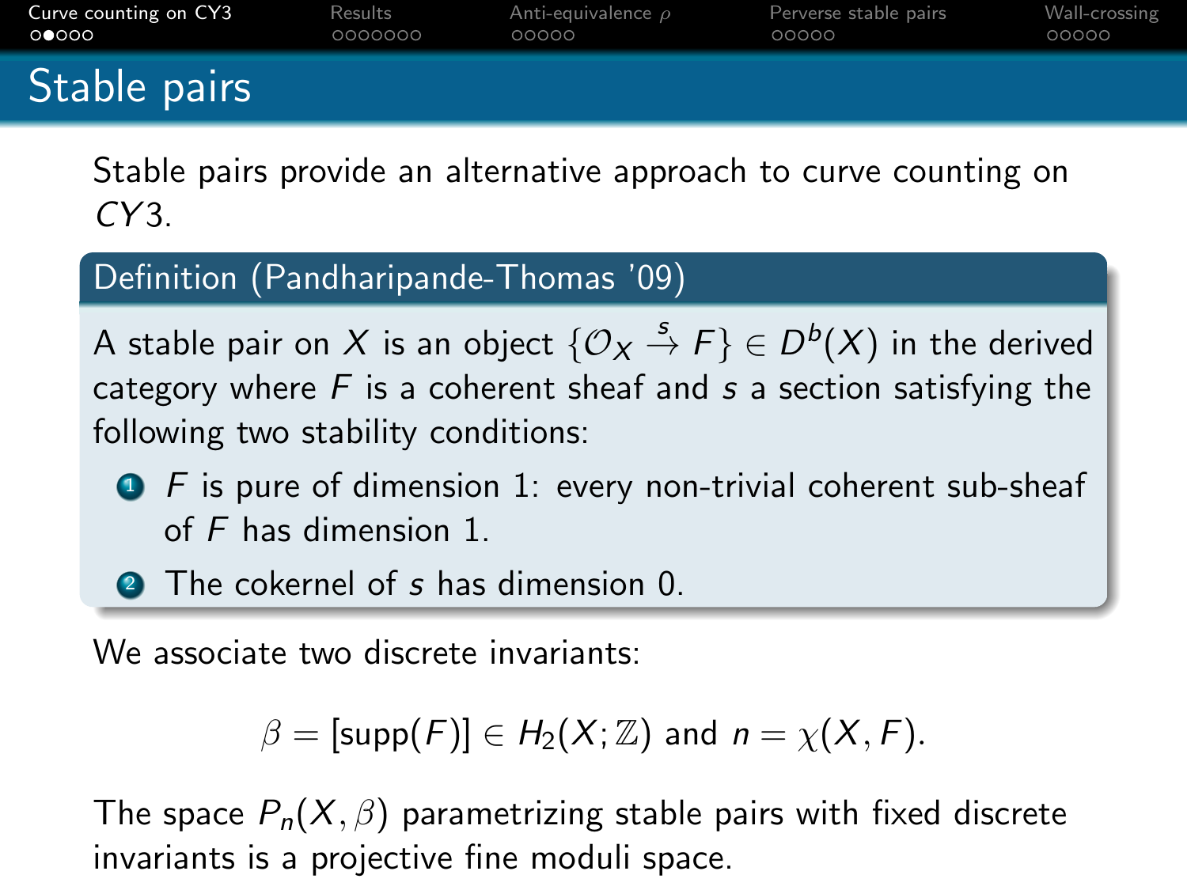# Stable pairs

Stable pairs provide an alternative approach to curve counting on $CY3$.

**Definition (Pandharipande-Thomas '09)**

A stable pair on $X$ is an object $\{\mathcal{O}_X \xrightarrow{s} F\} \in D^b(X)$ in the derived category where $F$ is a coherent sheaf and $s$ a section satisfying the following two stability conditions:

1. $F$ is pure of dimension 1: every non-trivial coherent sub-sheaf of $F$ has dimension 1.
2. The cokernel of $s$ has dimension 0.

We associate two discrete invariants:

$$\beta = [\mathrm{supp}(F)] \in H_2(X; \mathbb{Z}) \text{ and } n = \chi(X, F).$$

The space $P_n(X, \beta)$ parametrizing stable pairs with fixed discrete invariants is a projective fine moduli space.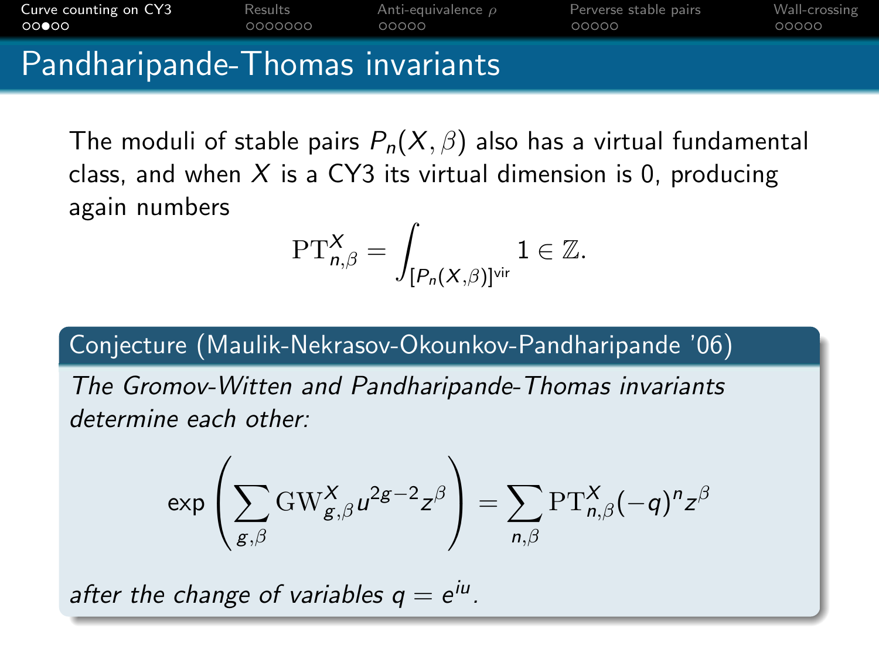# Pandharipande-Thomas invariants

The moduli of stable pairs $P_n(X, \beta)$ also has a virtual fundamental class, and when $X$ is a CY3 its virtual dimension is 0, producing again numbers

$$\mathrm{PT}^X_{n,\beta} = \int_{[P_n(X,\beta)]^{\mathrm{vir}}} 1 \in \mathbb{Z}.$$

**Conjecture (Maulik-Nekrasov-Okounkov-Pandharipande '06)**

*The Gromov-Witten and Pandharipande-Thomas invariants determine each other:*

$$\exp\left(\sum_{g,\beta} \mathrm{GW}^X_{g,\beta} u^{2g-2} z^\beta\right) = \sum_{n,\beta} \mathrm{PT}^X_{n,\beta} (-q)^n z^\beta$$

*after the change of variables $q = e^{iu}$.*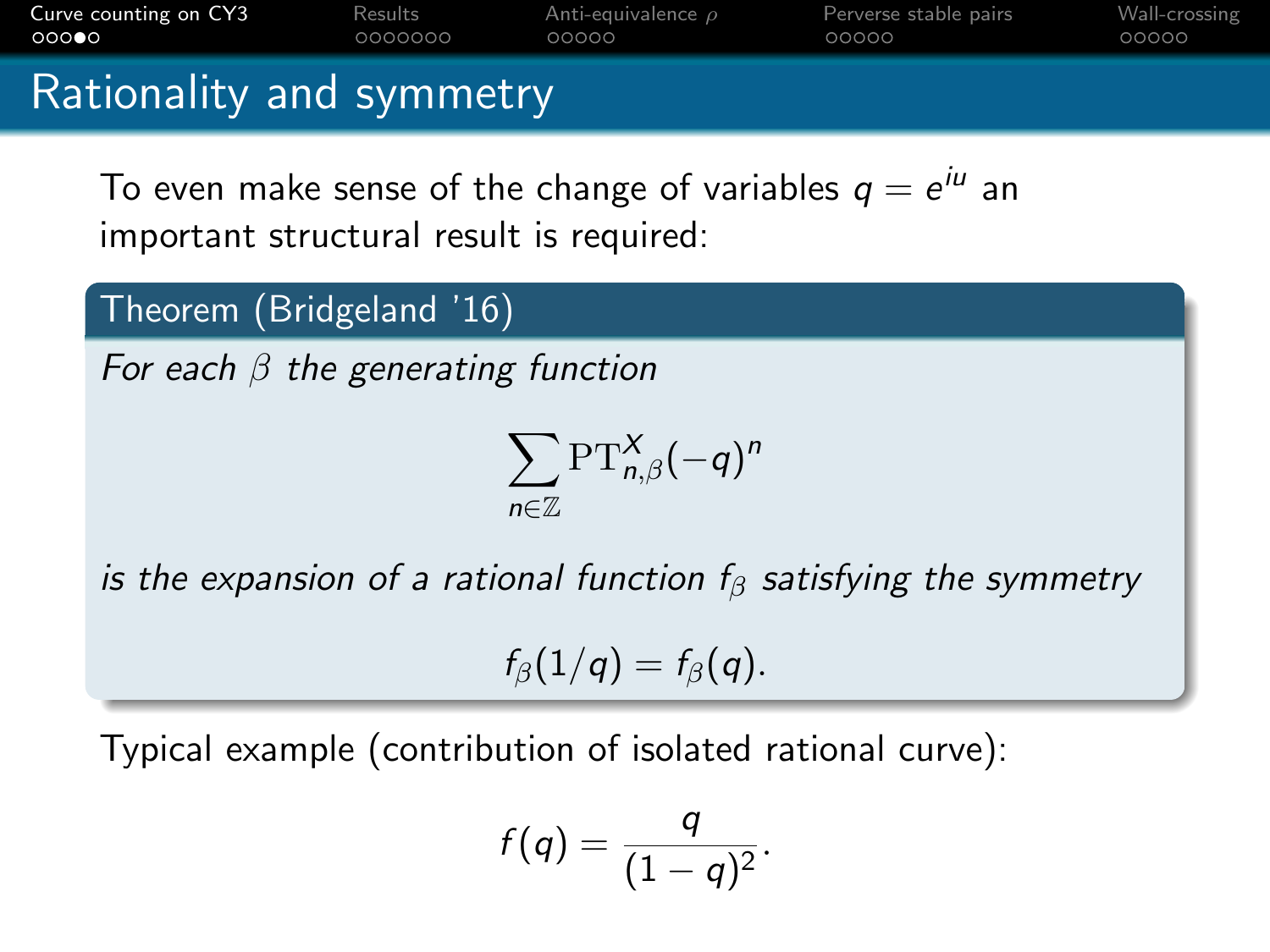# Rationality and symmetry

To even make sense of the change of variables $q = e^{iu}$ an important structural result is required:

**Theorem (Bridgeland '16)**

*For each $\beta$ the generating function*

$$\sum_{n \in \mathbb{Z}} \mathrm{PT}^X_{n,\beta}(-q)^n$$

*is the expansion of a rational function $f_\beta$ satisfying the symmetry*

$$f_\beta(1/q) = f_\beta(q).$$

Typical example (contribution of isolated rational curve):

$$f(q) = \frac{q}{(1-q)^2}.$$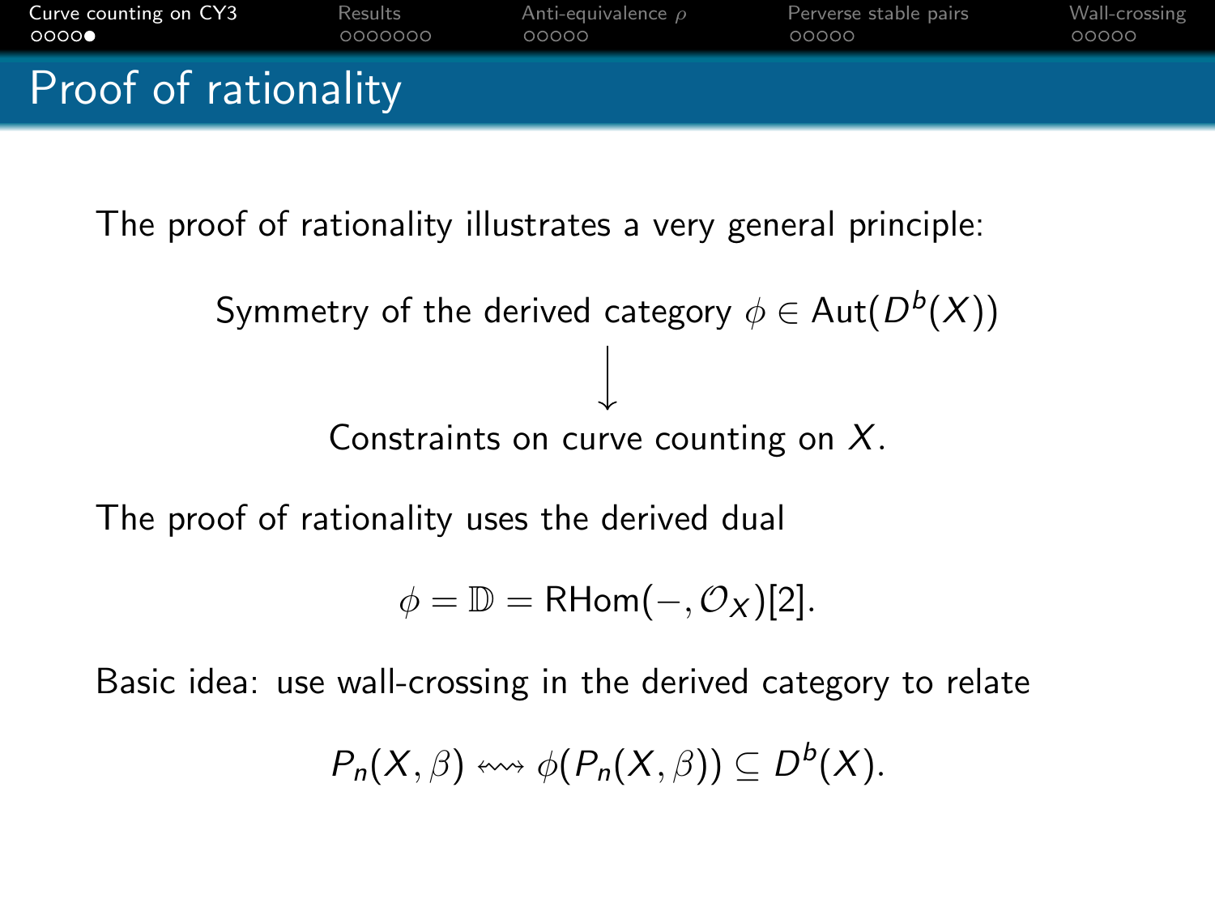# Proof of rationality

The proof of rationality illustrates a very general principle:

$$\text{Symmetry of the derived category } \phi \in \mathrm{Aut}(D^b(X))$$

$$\downarrow$$

$$\text{Constraints on curve counting on } X.$$

The proof of rationality uses the derived dual

$$\phi = \mathbb{D} = \mathrm{RHom}(-, \mathcal{O}_X)[2].$$

Basic idea: use wall-crossing in the derived category to relate

$$P_n(X, \beta) \leftrightsquigarrow \phi(P_n(X, \beta)) \subseteq D^b(X).$$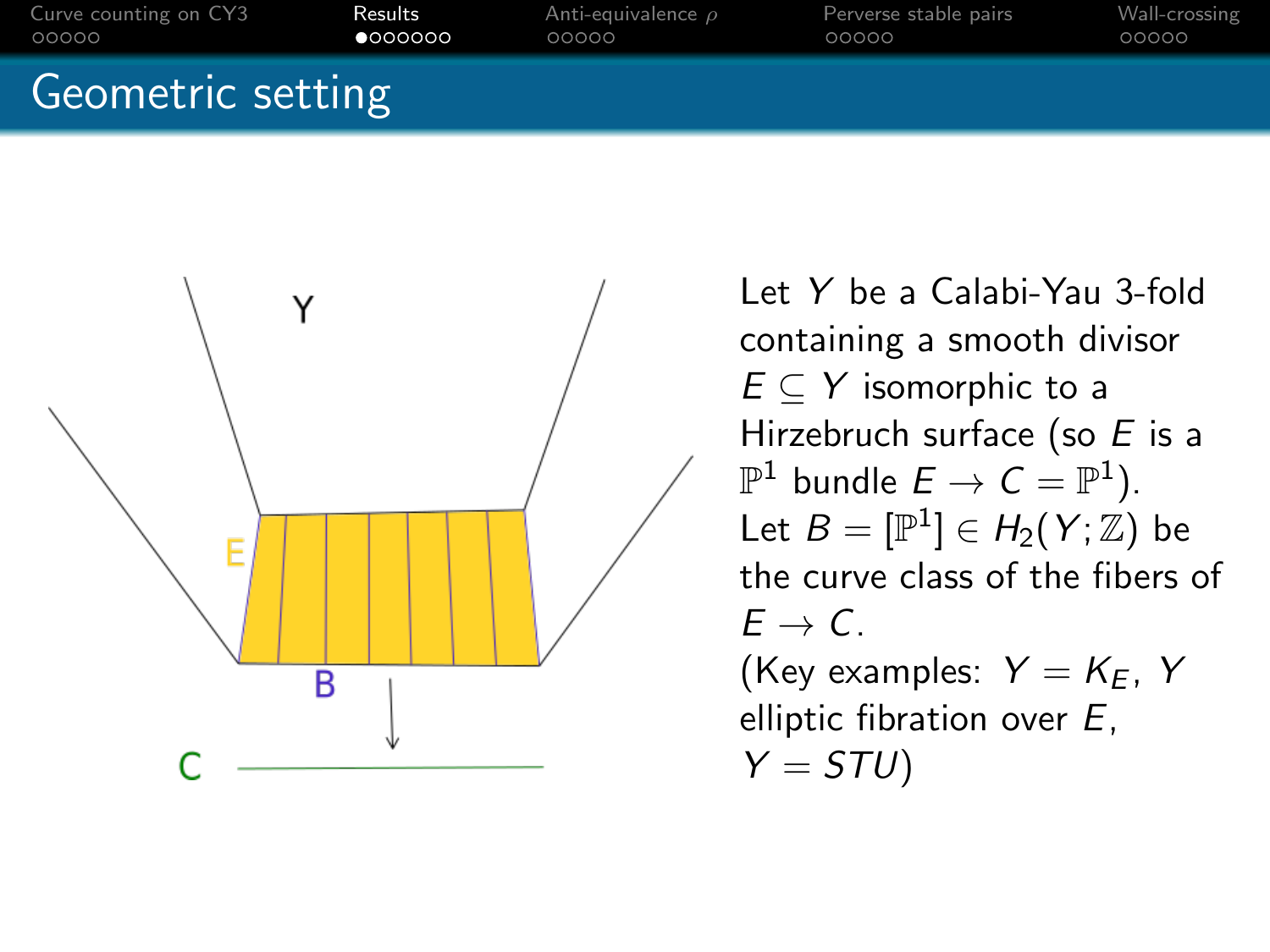# Geometric setting

Let $Y$ be a Calabi-Yau 3-fold containing a smooth divisor $E \subseteq Y$ isomorphic to a Hirzebruch surface (so $E$ is a $\mathbb{P}^1$ bundle $E \to C = \mathbb{P}^1$).

Let $B = [\mathbb{P}^1] \in H_2(Y;\mathbb{Z})$ be the curve class of the fibers of $E \to C$.

(Key examples: $Y = K_E$, $Y$ elliptic fibration over $E$, $Y = STU$)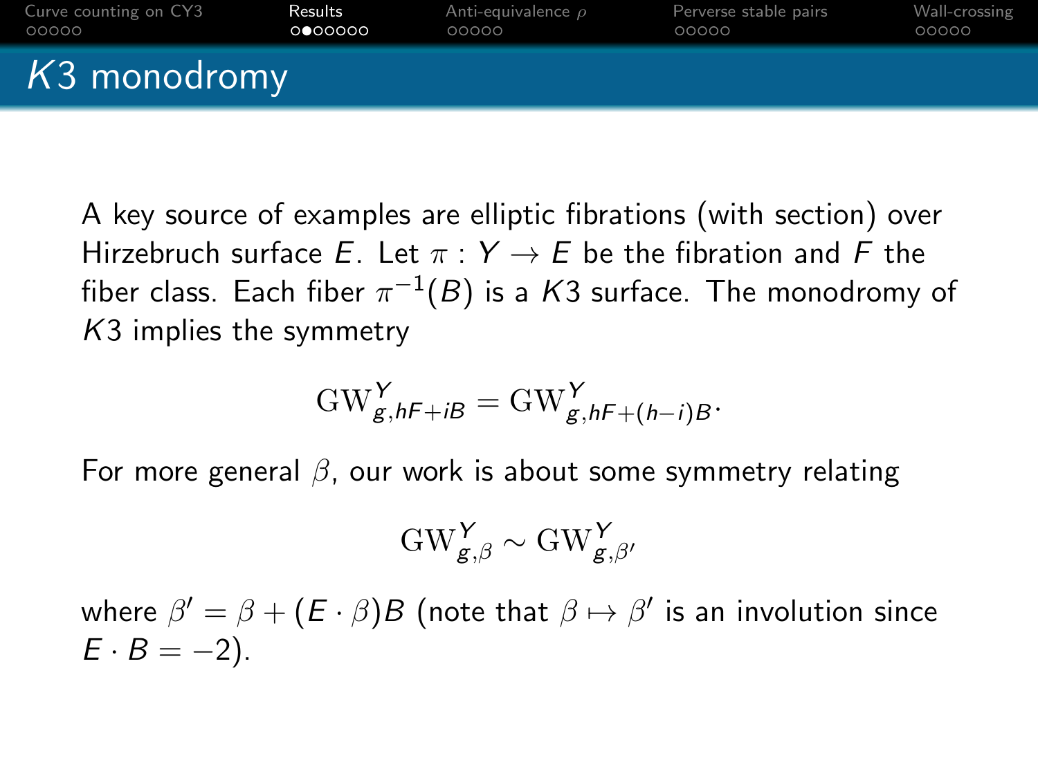# $K3$ monodromy

A key source of examples are elliptic fibrations (with section) over Hirzebruch surface $E$. Let $\pi : Y \to E$ be the fibration and $F$ the fiber class. Each fiber $\pi^{-1}(B)$ is a $K3$ surface. The monodromy of $K3$ implies the symmetry

$$\mathrm{GW}^{Y}_{g,hF+iB} = \mathrm{GW}^{Y}_{g,hF+(h-i)B}.$$

For more general $\beta$, our work is about some symmetry relating

$$\mathrm{GW}^{Y}_{g,\beta} \sim \mathrm{GW}^{Y}_{g,\beta'}$$

where $\beta' = \beta + (E \cdot \beta)B$ (note that $\beta \mapsto \beta'$ is an involution since $E \cdot B = -2$).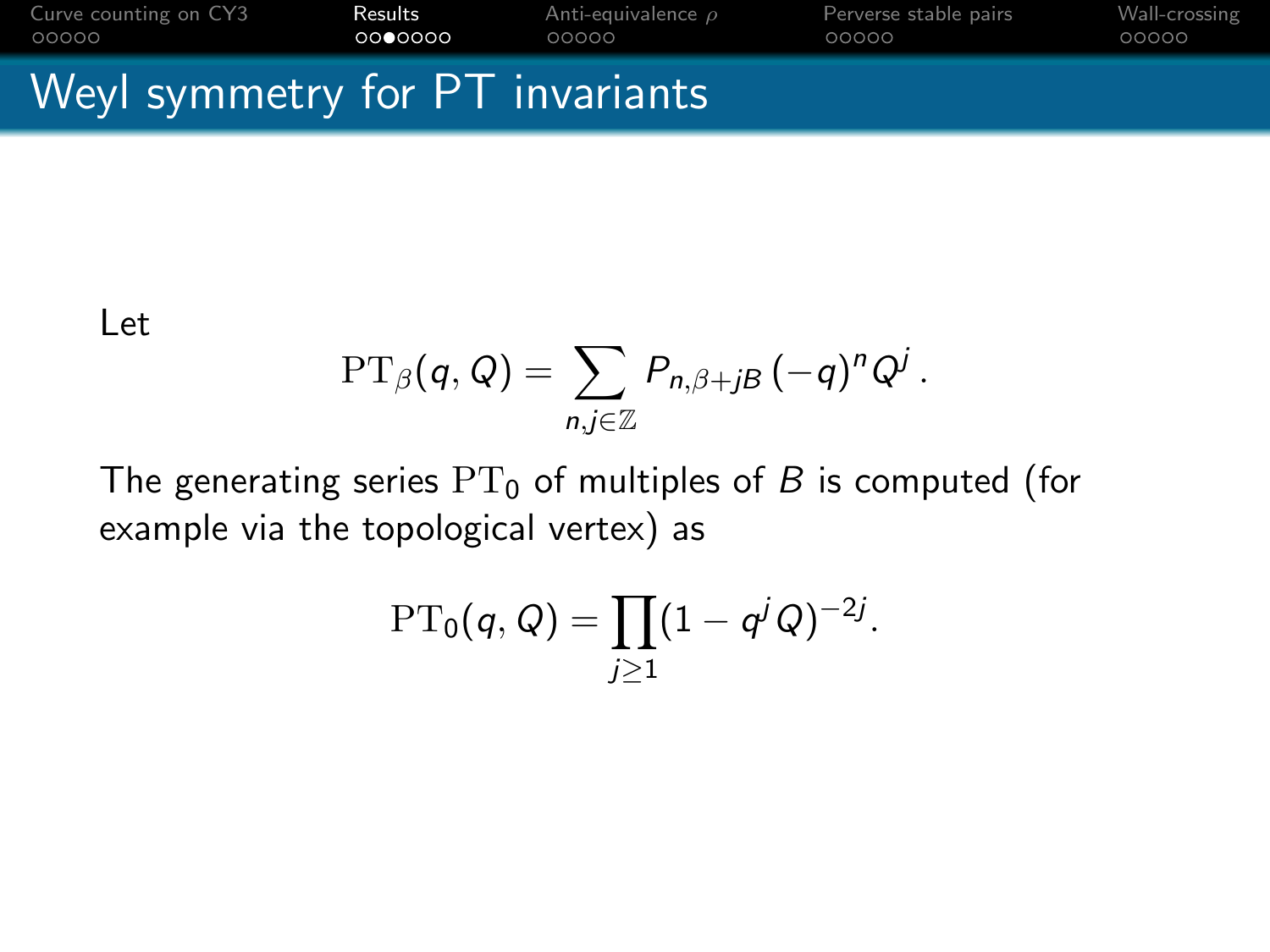# Weyl symmetry for PT invariants

Let

$$\mathrm{PT}_\beta(q, Q) = \sum_{n,j \in \mathbb{Z}} P_{n,\beta+jB} \, (-q)^n Q^j \,.$$

The generating series $\mathrm{PT}_0$ of multiples of $B$ is computed (for example via the topological vertex) as

$$\mathrm{PT}_0(q, Q) = \prod_{j \geq 1} (1 - q^j Q)^{-2j}.$$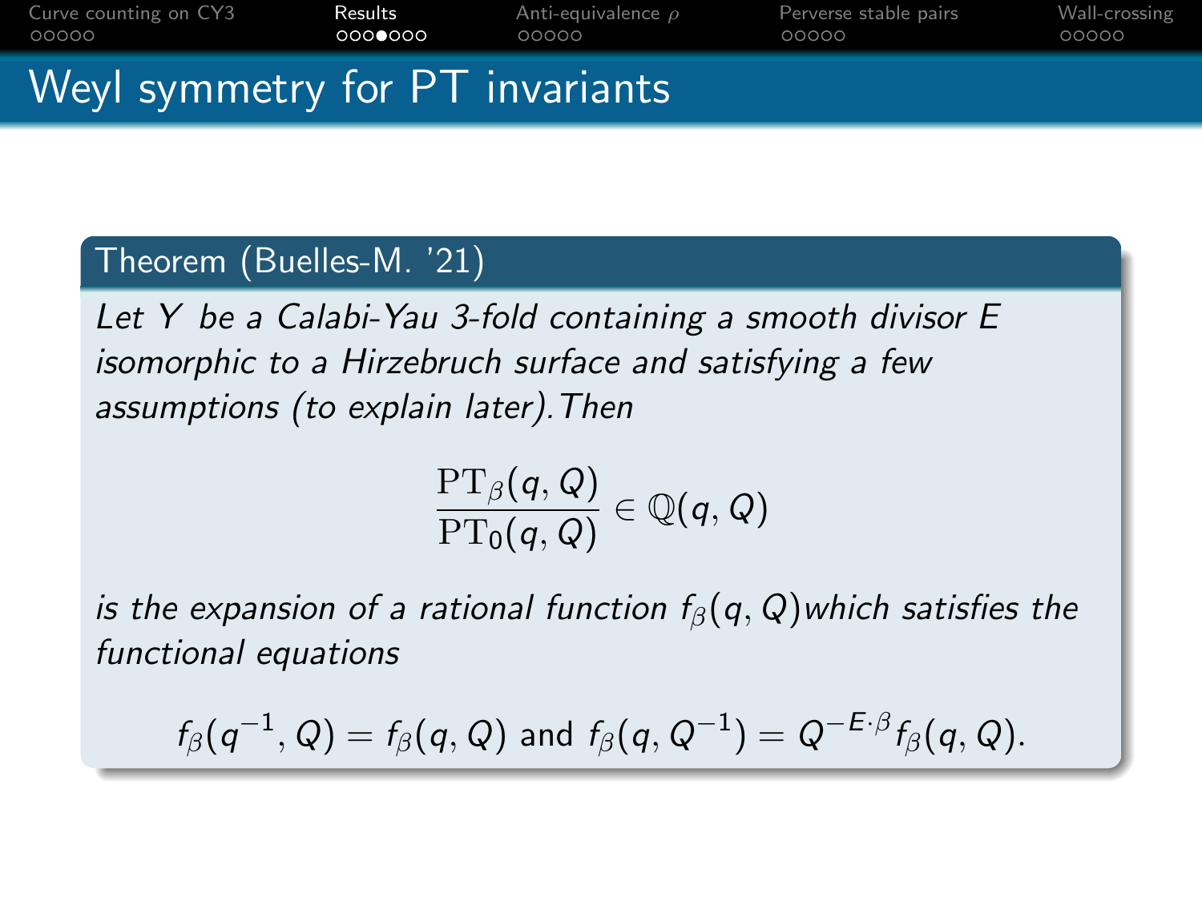# Weyl symmetry for PT invariants

**Theorem (Buelles-M. '21)**

*Let $Y$ be a Calabi-Yau 3-fold containing a smooth divisor $E$ isomorphic to a Hirzebruch surface and satisfying a few assumptions (to explain later). Then*

$$\frac{\mathrm{PT}_\beta(q,Q)}{\mathrm{PT}_0(q,Q)} \in \mathbb{Q}(q,Q)$$

*is the expansion of a rational function $f_\beta(q,Q)$ which satisfies the functional equations*

$$f_\beta(q^{-1},Q) = f_\beta(q,Q) \text{ and } f_\beta(q,Q^{-1}) = Q^{-E\cdot\beta} f_\beta(q,Q).$$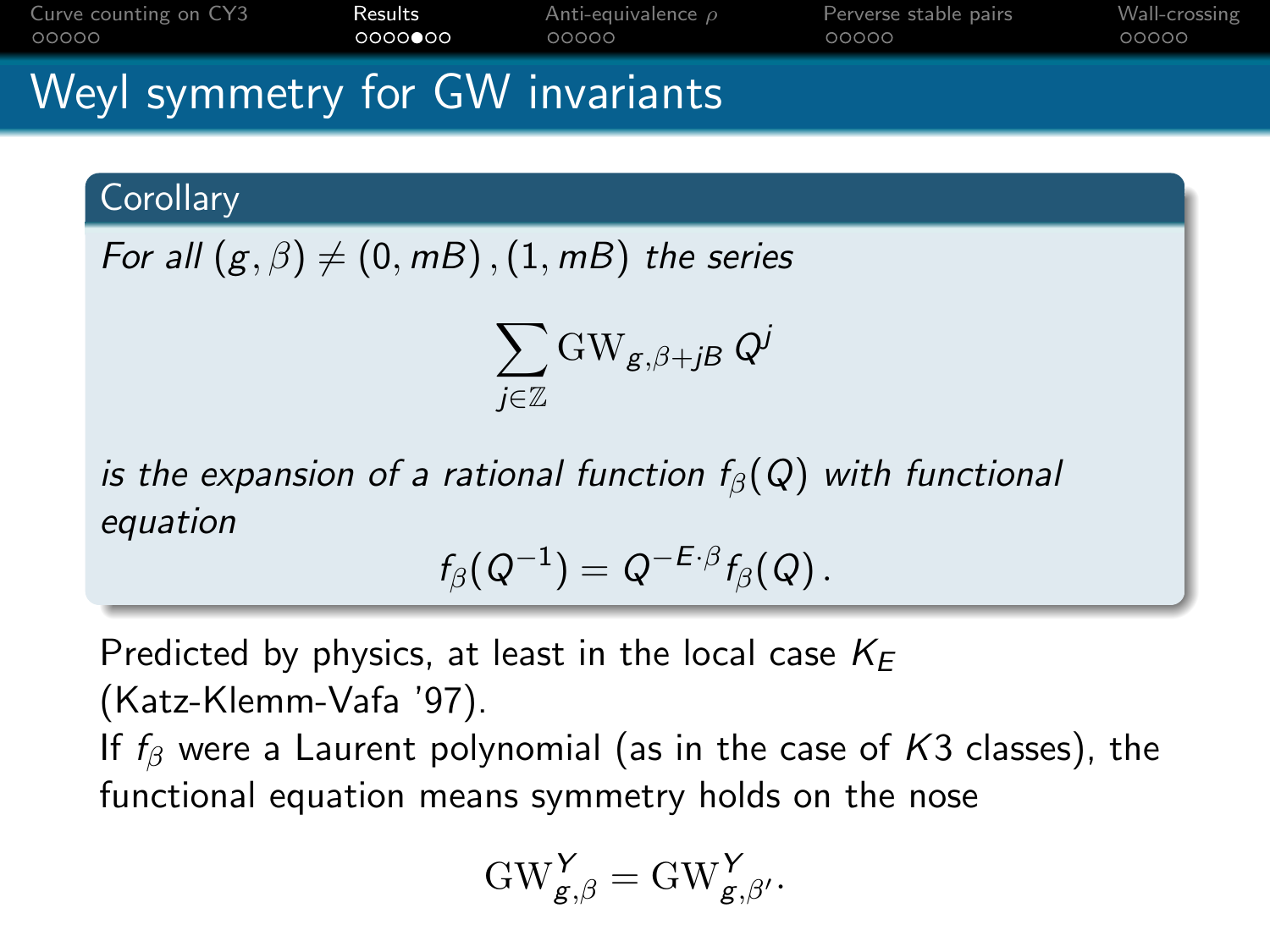# Weyl symmetry for GW invariants

**Corollary**

*For all* $(g,\beta) \neq (0, mB), (1, mB)$ *the series*

$$\sum_{j \in \mathbb{Z}} \mathrm{GW}_{g,\beta + jB}\, Q^j$$

*is the expansion of a rational function* $f_\beta(Q)$ *with functional equation*

$$f_\beta(Q^{-1}) = Q^{-E\cdot\beta} f_\beta(Q)\,.$$

Predicted by physics, at least in the local case $K_E$ (Katz-Klemm-Vafa '97).

If $f_\beta$ were a Laurent polynomial (as in the case of $K3$ classes), the functional equation means symmetry holds on the nose

$$\mathrm{GW}^{Y}_{g,\beta} = \mathrm{GW}^{Y}_{g,\beta'}.$$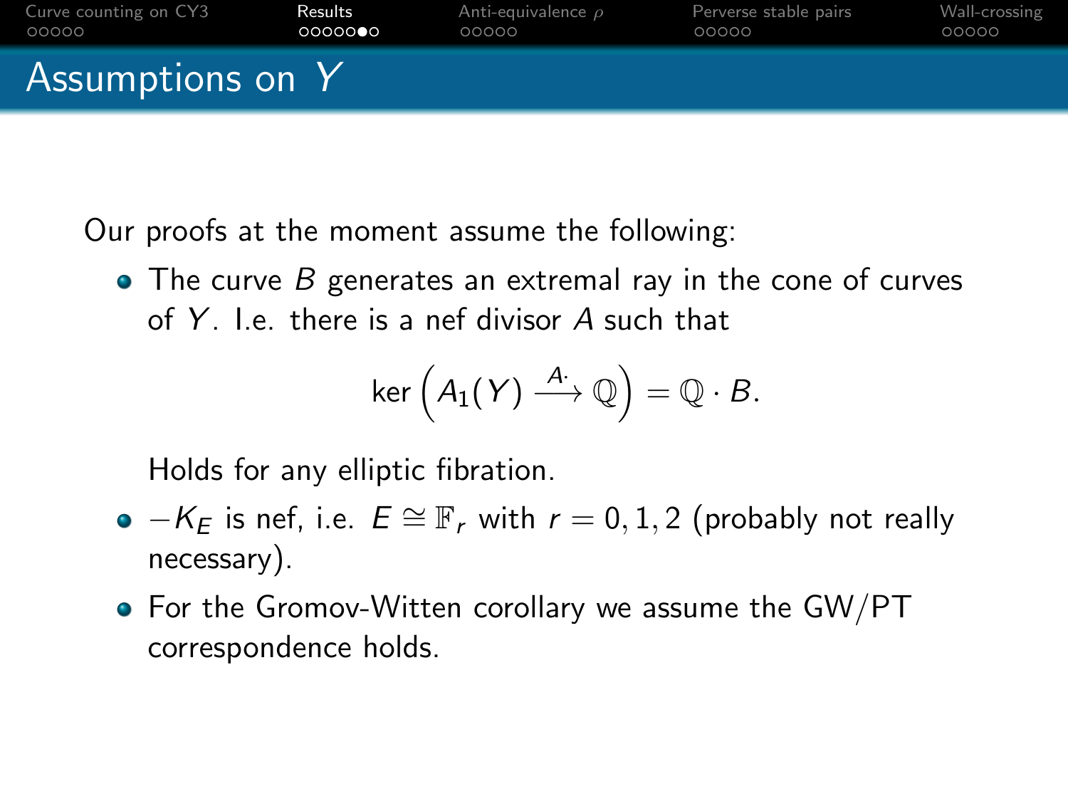# Assumptions on $Y$

Our proofs at the moment assume the following:

- The curve $B$ generates an extremal ray in the cone of curves of $Y$. I.e. there is a nef divisor $A$ such that

$$\ker\left(A_1(Y) \xrightarrow{A\cdot} \mathbb{Q}\right) = \mathbb{Q} \cdot B.$$

  Holds for any elliptic fibration.

- $-K_E$ is nef, i.e. $E \cong \mathbb{F}_r$ with $r = 0, 1, 2$ (probably not really necessary).
- For the Gromov-Witten corollary we assume the GW/PT correspondence holds.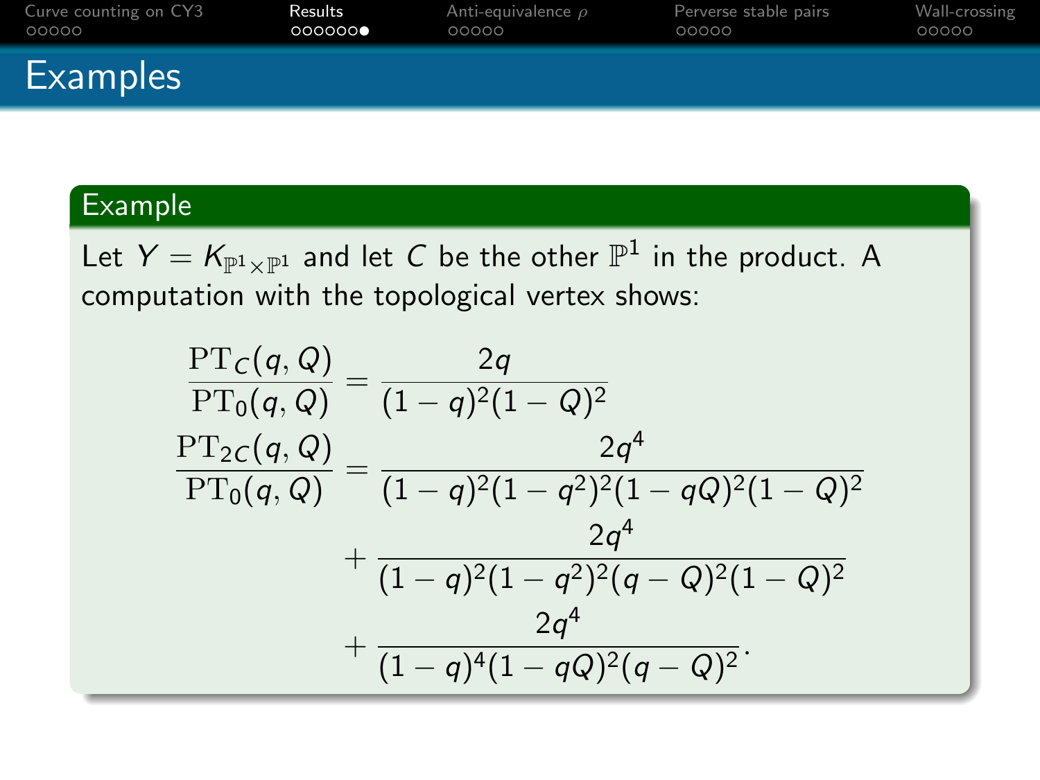## Examples

**Example**

Let $Y = K_{\mathbb{P}^1 \times \mathbb{P}^1}$ and let $C$ be the other $\mathbb{P}^1$ in the product. A computation with the topological vertex shows:

$$
\begin{aligned}
\frac{\mathrm{PT}_C(q,Q)}{\mathrm{PT}_0(q,Q)} &= \frac{2q}{(1-q)^2(1-Q)^2} \\
\frac{\mathrm{PT}_{2C}(q,Q)}{\mathrm{PT}_0(q,Q)} &= \frac{2q^4}{(1-q)^2(1-q^2)^2(1-qQ)^2(1-Q)^2} \\
&\quad + \frac{2q^4}{(1-q)^2(1-q^2)^2(q-Q)^2(1-Q)^2} \\
&\quad + \frac{2q^4}{(1-q)^4(1-qQ)^2(q-Q)^2}.
\end{aligned}
$$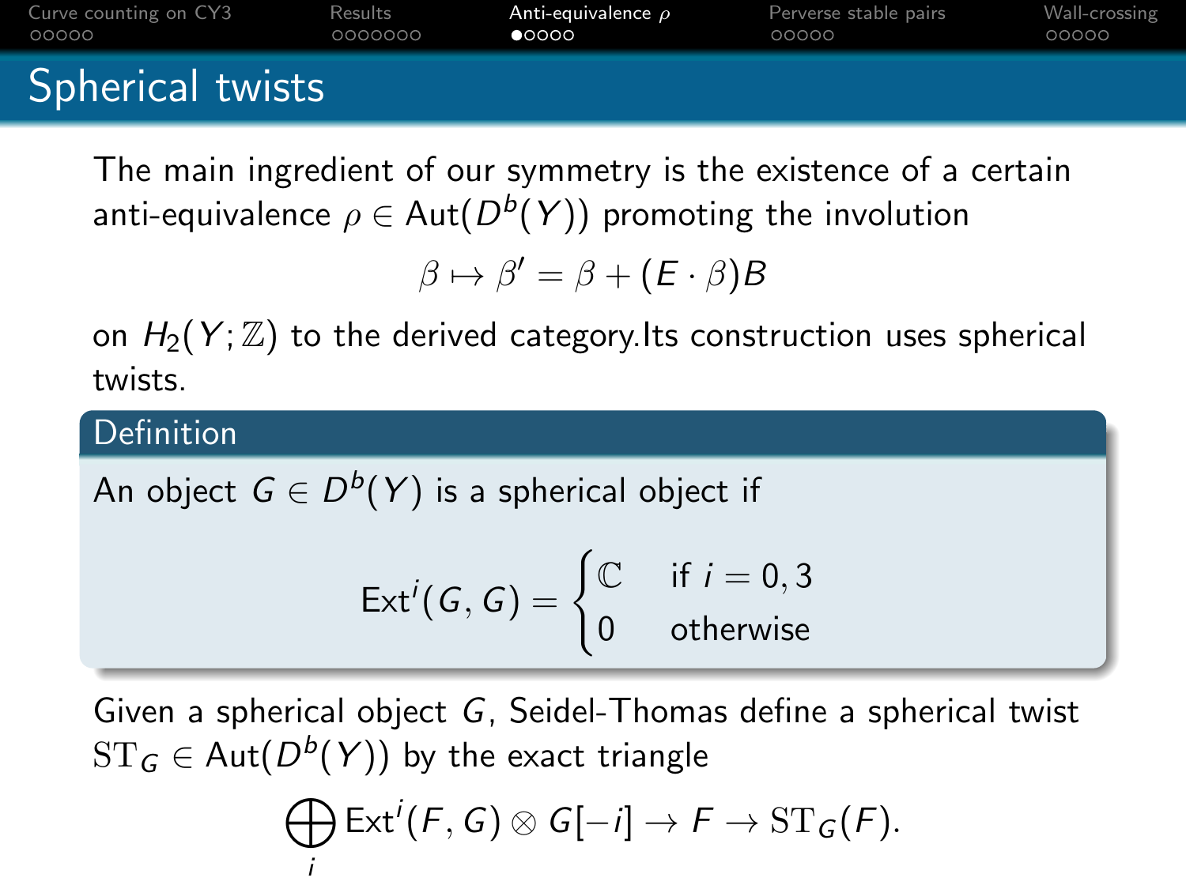## Spherical twists

The main ingredient of our symmetry is the existence of a certain anti-equivalence $\rho \in \mathrm{Aut}(D^b(Y))$ promoting the involution

$$\beta \mapsto \beta' = \beta + (E \cdot \beta)B$$

on $H_2(Y;\mathbb{Z})$ to the derived category.Its construction uses spherical twists.

**Definition**

An object $G \in D^b(Y)$ is a spherical object if

$$\mathrm{Ext}^i(G,G) = \begin{cases} \mathbb{C} & \text{if } i = 0,3 \\ 0 & \text{otherwise} \end{cases}$$

Given a spherical object $G$, Seidel-Thomas define a spherical twist $\mathrm{ST}_G \in \mathrm{Aut}(D^b(Y))$ by the exact triangle

$$\bigoplus_i \mathrm{Ext}^i(F,G) \otimes G[-i] \to F \to \mathrm{ST}_G(F).$$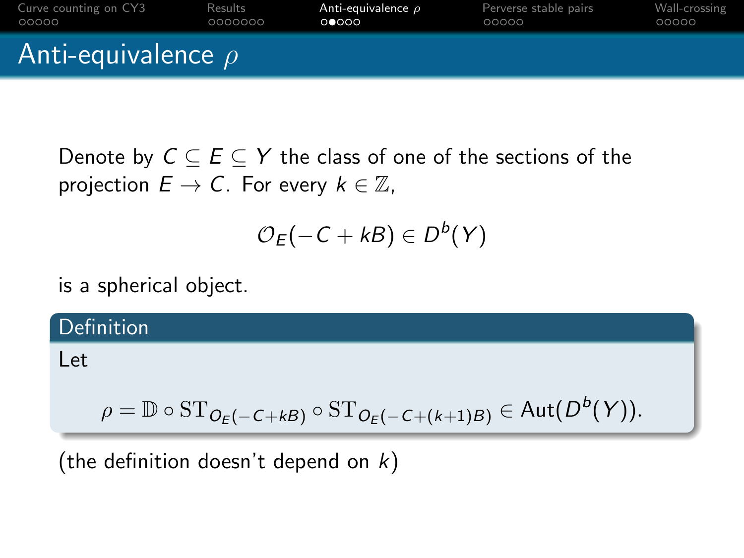## Anti-equivalence $\rho$

Denote by $C \subseteq E \subseteq Y$ the class of one of the sections of the projection $E \to C$. For every $k \in \mathbb{Z}$,

$$\mathcal{O}_E(-C + kB) \in D^b(Y)$$

is a spherical object.

**Definition**

Let

$$\rho = \mathbb{D} \circ \mathrm{ST}_{\mathcal{O}_E(-C+kB)} \circ \mathrm{ST}_{\mathcal{O}_E(-C+(k+1)B)} \in \mathrm{Aut}(D^b(Y)).$$

(the definition doesn't depend on $k$)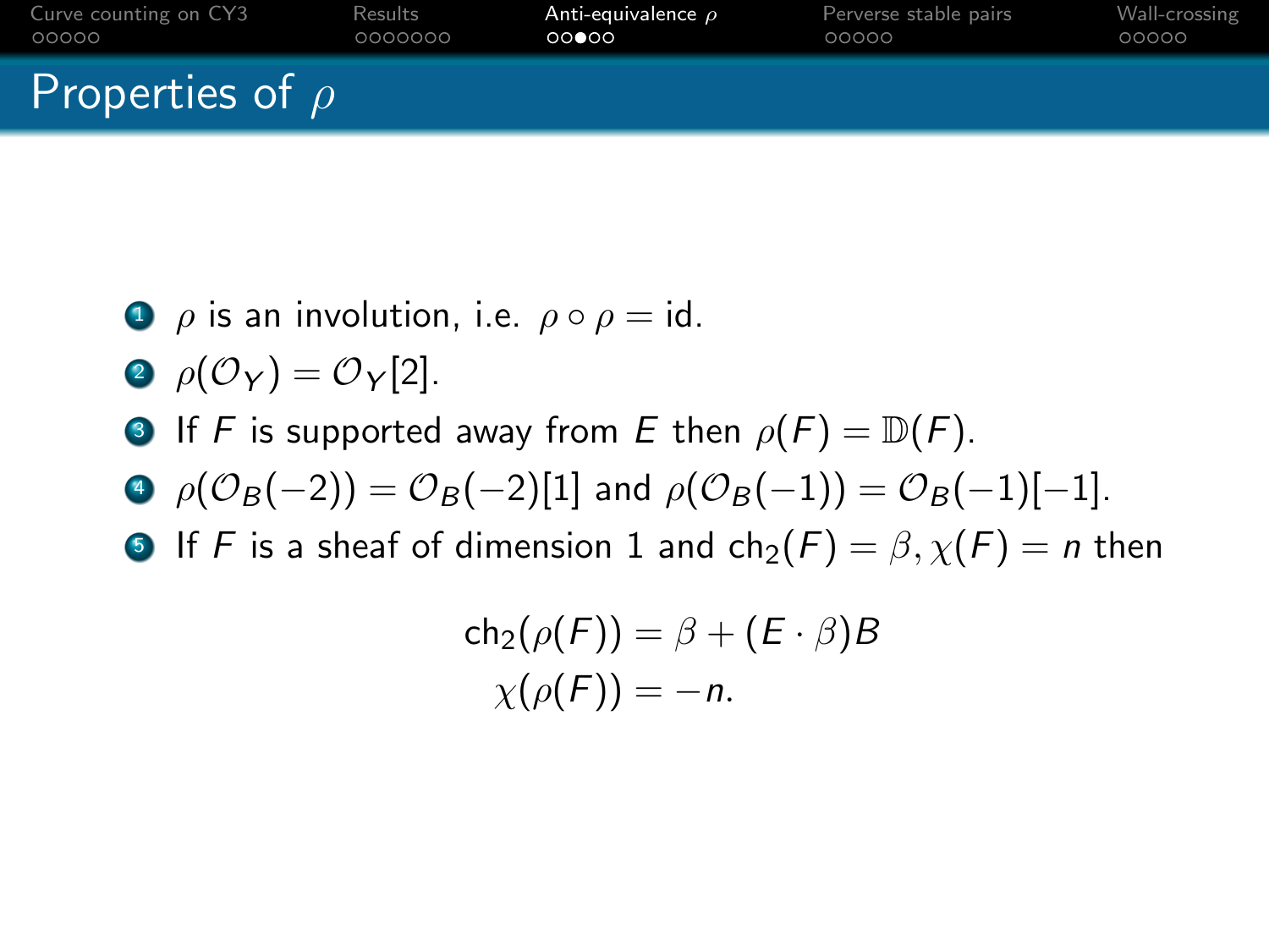# Properties of $\rho$

1. $\rho$ is an involution, i.e. $\rho \circ \rho = \mathrm{id}$.
2. $\rho(\mathcal{O}_Y) = \mathcal{O}_Y[2]$.
3. If $F$ is supported away from $E$ then $\rho(F) = \mathbb{D}(F)$.
4. $\rho(\mathcal{O}_B(-2)) = \mathcal{O}_B(-2)[1]$ and $\rho(\mathcal{O}_B(-1)) = \mathcal{O}_B(-1)[-1]$.
5. If $F$ is a sheaf of dimension 1 and $\mathrm{ch}_2(F) = \beta, \chi(F) = n$ then

$$\mathrm{ch}_2(\rho(F)) = \beta + (E \cdot \beta)B$$
$$\chi(\rho(F)) = -n.$$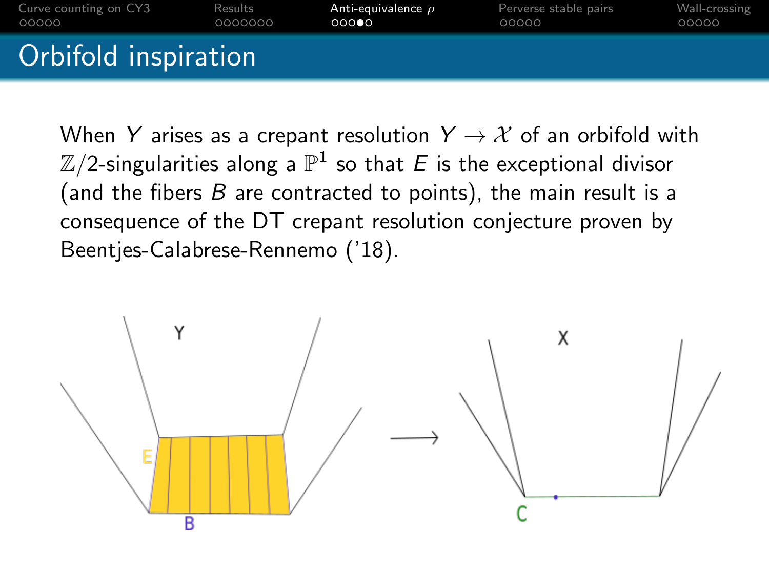# Orbifold inspiration

When $Y$ arises as a crepant resolution $Y \to \mathcal{X}$ of an orbifold with $\mathbb{Z}/2$-singularities along a $\mathbb{P}^1$ so that $E$ is the exceptional divisor (and the fibers $B$ are contracted to points), the main result is a consequence of the DT crepant resolution conjecture proven by Beentjes-Calabrese-Rennemo ('18).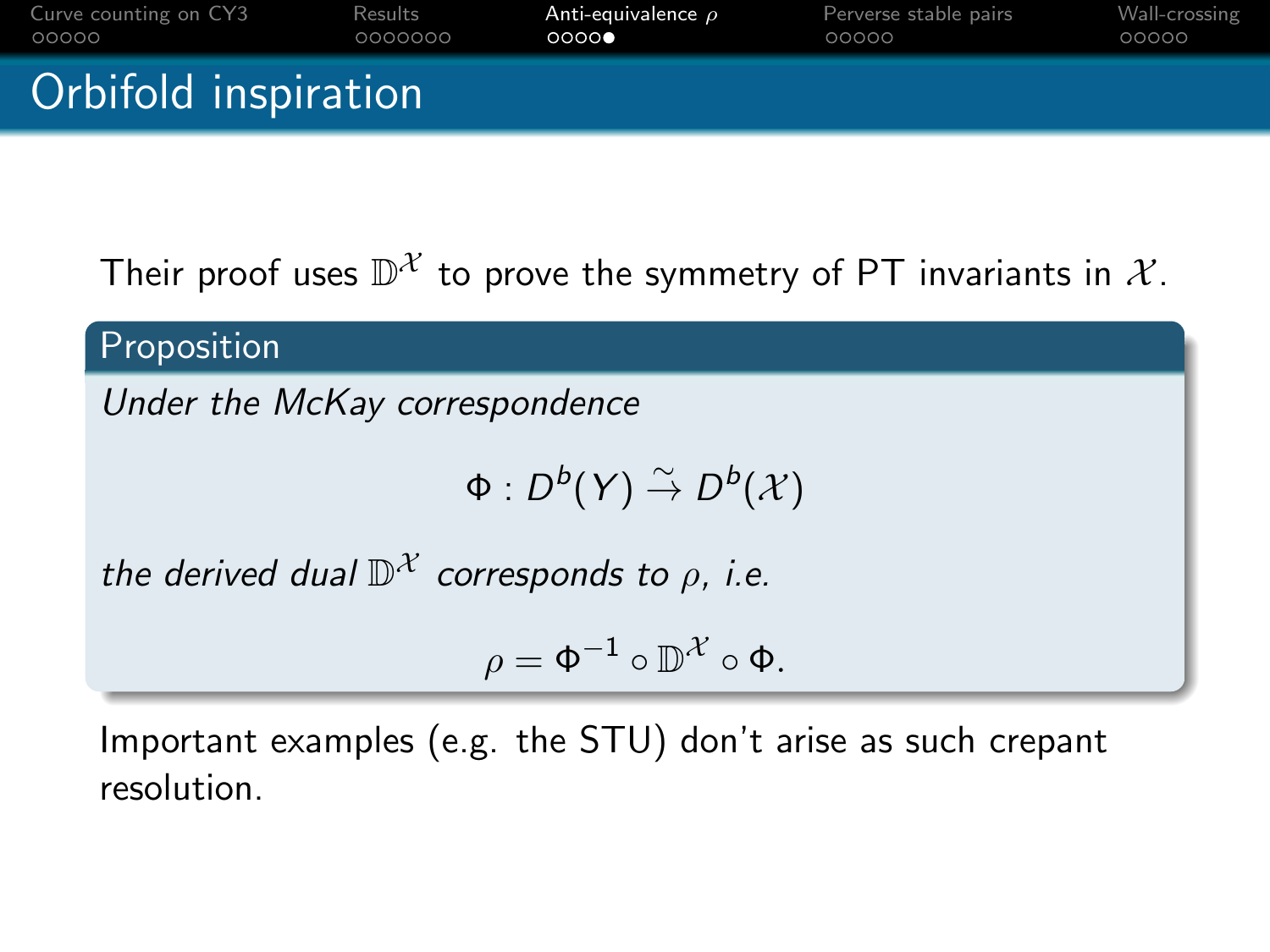# Orbifold inspiration

Their proof uses $\mathbb{D}^{\mathcal{X}}$ to prove the symmetry of PT invariants in $\mathcal{X}$.

**Proposition**

*Under the McKay correspondence*

$$\Phi : D^b(Y) \xrightarrow{\sim} D^b(\mathcal{X})$$

*the derived dual $\mathbb{D}^{\mathcal{X}}$ corresponds to $\rho$, i.e.*

$$\rho = \Phi^{-1} \circ \mathbb{D}^{\mathcal{X}} \circ \Phi.$$

Important examples (e.g. the STU) don't arise as such crepant resolution.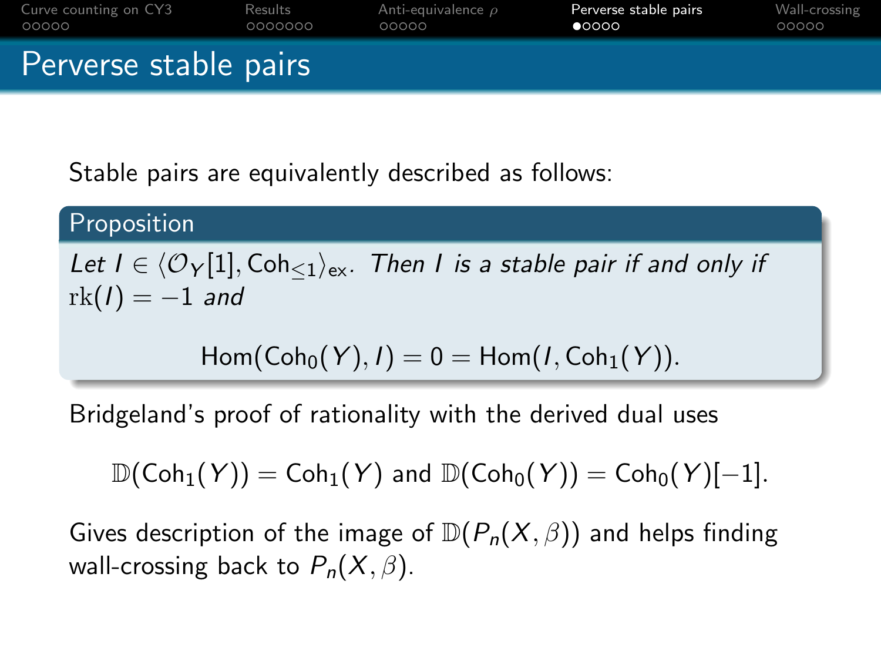# Perverse stable pairs

Stable pairs are equivalently described as follows:

**Proposition**

*Let* $I \in \langle \mathcal{O}_Y[1], \mathrm{Coh}_{\leq 1} \rangle_{\mathrm{ex}}$. *Then* $I$ *is a stable pair if and only if* $\mathrm{rk}(I) = -1$ *and*

$$\mathrm{Hom}(\mathrm{Coh}_0(Y), I) = 0 = \mathrm{Hom}(I, \mathrm{Coh}_1(Y)).$$

Bridgeland's proof of rationality with the derived dual uses

$$\mathbb{D}(\mathrm{Coh}_1(Y)) = \mathrm{Coh}_1(Y) \text{ and } \mathbb{D}(\mathrm{Coh}_0(Y)) = \mathrm{Coh}_0(Y)[-1].$$

Gives description of the image of $\mathbb{D}(P_n(X, \beta))$ and helps finding wall-crossing back to $P_n(X, \beta)$.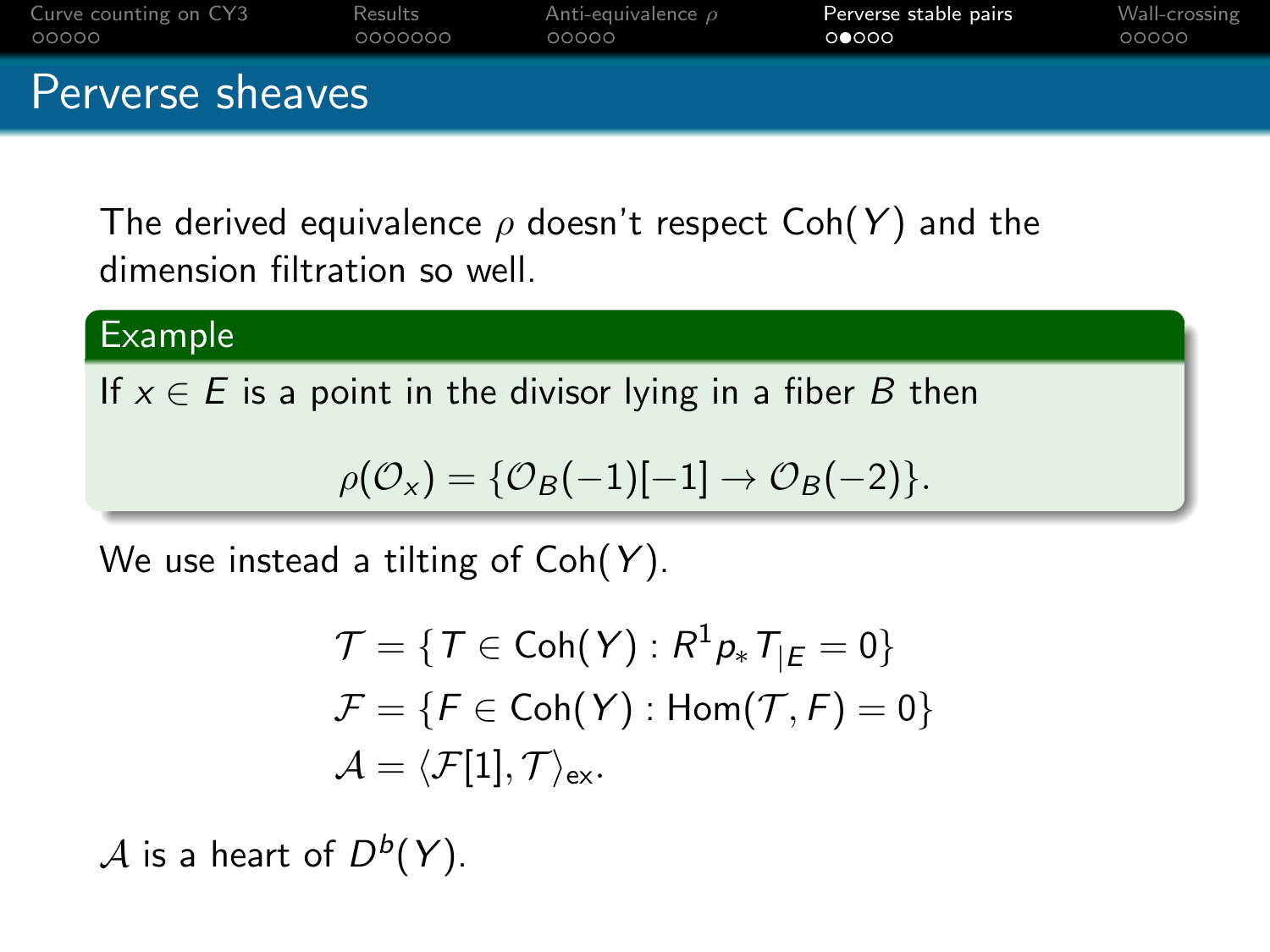## Perverse sheaves

The derived equivalence $\rho$ doesn't respect $\mathrm{Coh}(Y)$ and the dimension filtration so well.

**Example**

If $x \in E$ is a point in the divisor lying in a fiber $B$ then

$$\rho(\mathcal{O}_x) = \{\mathcal{O}_B(-1)[-1] \to \mathcal{O}_B(-2)\}.$$

We use instead a tilting of $\mathrm{Coh}(Y)$.

$$\mathcal{T} = \{T \in \mathrm{Coh}(Y) : R^1 p_* T_{|E} = 0\}$$
$$\mathcal{F} = \{F \in \mathrm{Coh}(Y) : \mathrm{Hom}(\mathcal{T}, F) = 0\}$$
$$\mathcal{A} = \langle \mathcal{F}[1], \mathcal{T} \rangle_{\mathrm{ex}}.$$

$\mathcal{A}$ is a heart of $D^b(Y)$.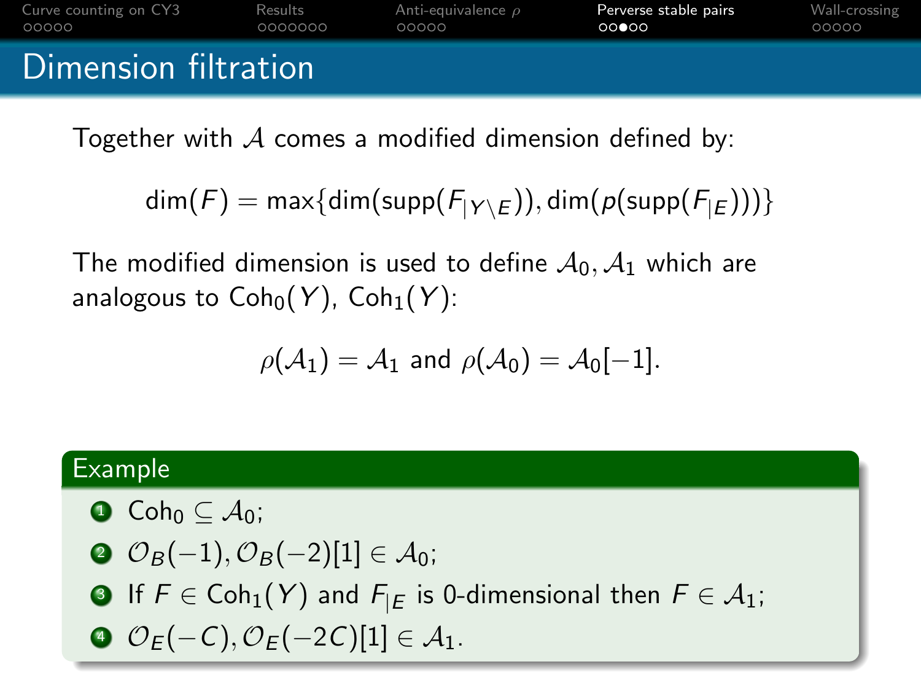# Dimension filtration

Together with $\mathcal{A}$ comes a modified dimension defined by:

$$\dim(F) = \max\{\dim(\text{supp}(F_{|Y \setminus E})), \dim(p(\text{supp}(F_{|E})))\}$$

The modified dimension is used to define $\mathcal{A}_0, \mathcal{A}_1$ which are analogous to $\text{Coh}_0(Y)$, $\text{Coh}_1(Y)$:

$$\rho(\mathcal{A}_1) = \mathcal{A}_1 \text{ and } \rho(\mathcal{A}_0) = \mathcal{A}_0[-1].$$

**Example**

1. $\text{Coh}_0 \subseteq \mathcal{A}_0$;
2. $\mathcal{O}_B(-1), \mathcal{O}_B(-2)[1] \in \mathcal{A}_0$;
3. If $F \in \text{Coh}_1(Y)$ and $F_{|E}$ is 0-dimensional then $F \in \mathcal{A}_1$;
4. $\mathcal{O}_E(-C), \mathcal{O}_E(-2C)[1] \in \mathcal{A}_1$.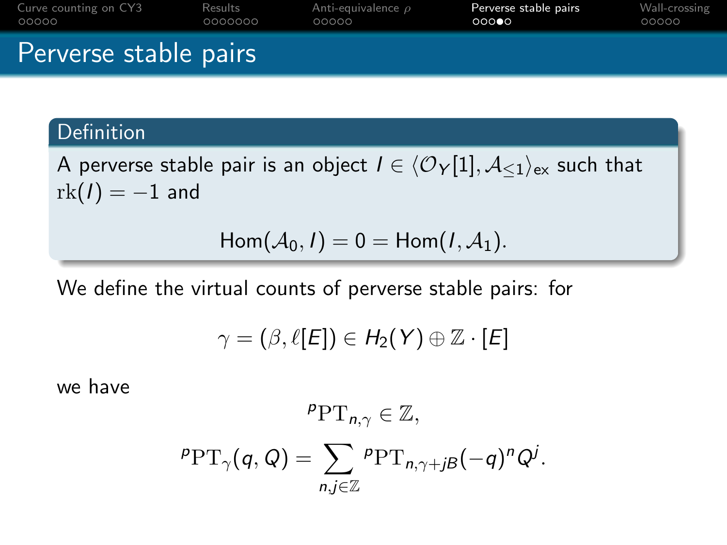# Perverse stable pairs

**Definition**

A perverse stable pair is an object $I \in \langle \mathcal{O}_Y[1], \mathcal{A}_{\leq 1} \rangle_{\mathsf{ex}}$ such that $\mathrm{rk}(I) = -1$ and

$$\mathsf{Hom}(\mathcal{A}_0, I) = 0 = \mathsf{Hom}(I, \mathcal{A}_1).$$

We define the virtual counts of perverse stable pairs: for

$$\gamma = (\beta, \ell[E]) \in H_2(Y) \oplus \mathbb{Z} \cdot [E]$$

we have

$$^p\mathrm{PT}_{n,\gamma} \in \mathbb{Z},$$

$$^p\mathrm{PT}_{\gamma}(q, Q) = \sum_{n,j \in \mathbb{Z}} {}^p\mathrm{PT}_{n,\gamma+jB}(-q)^n Q^j.$$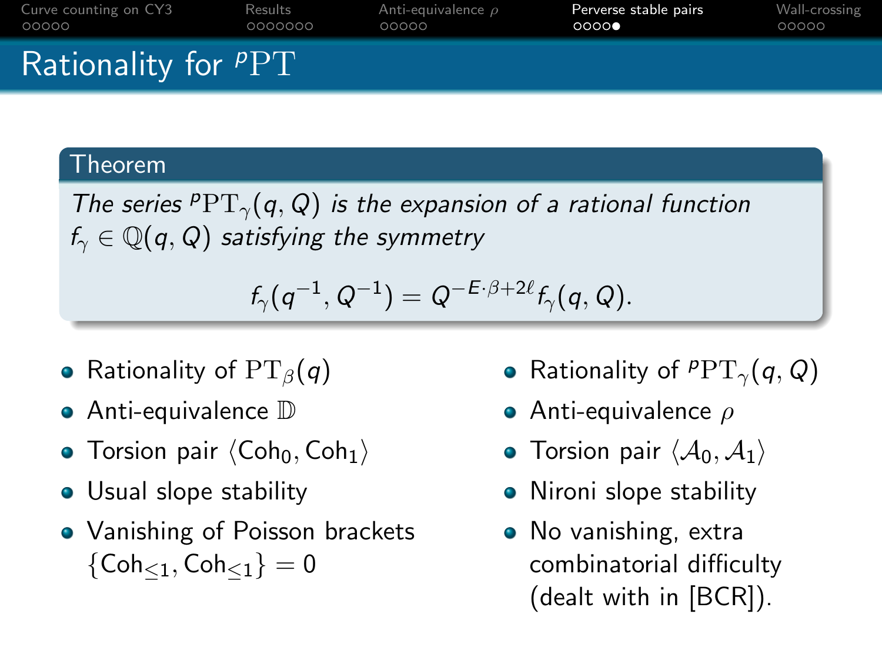# Rationality for ${}^p\mathrm{PT}$

**Theorem**

*The series ${}^p\mathrm{PT}_\gamma(q, Q)$ is the expansion of a rational function $f_\gamma \in \mathbb{Q}(q, Q)$ satisfying the symmetry*

$$f_\gamma(q^{-1}, Q^{-1}) = Q^{-E\cdot\beta+2\ell} f_\gamma(q, Q).$$

- Rationality of $\mathrm{PT}_\beta(q)$
- Anti-equivalence $\mathbb{D}$
- Torsion pair $\langle \mathrm{Coh}_0, \mathrm{Coh}_1 \rangle$
- Usual slope stability
- Vanishing of Poisson brackets $\{\mathrm{Coh}_{\leq 1}, \mathrm{Coh}_{\leq 1}\} = 0$

- Rationality of ${}^p\mathrm{PT}_\gamma(q, Q)$
- Anti-equivalence $\rho$
- Torsion pair $\langle \mathcal{A}_0, \mathcal{A}_1 \rangle$
- Nironi slope stability
- No vanishing, extra combinatorial difficulty (dealt with in [BCR]).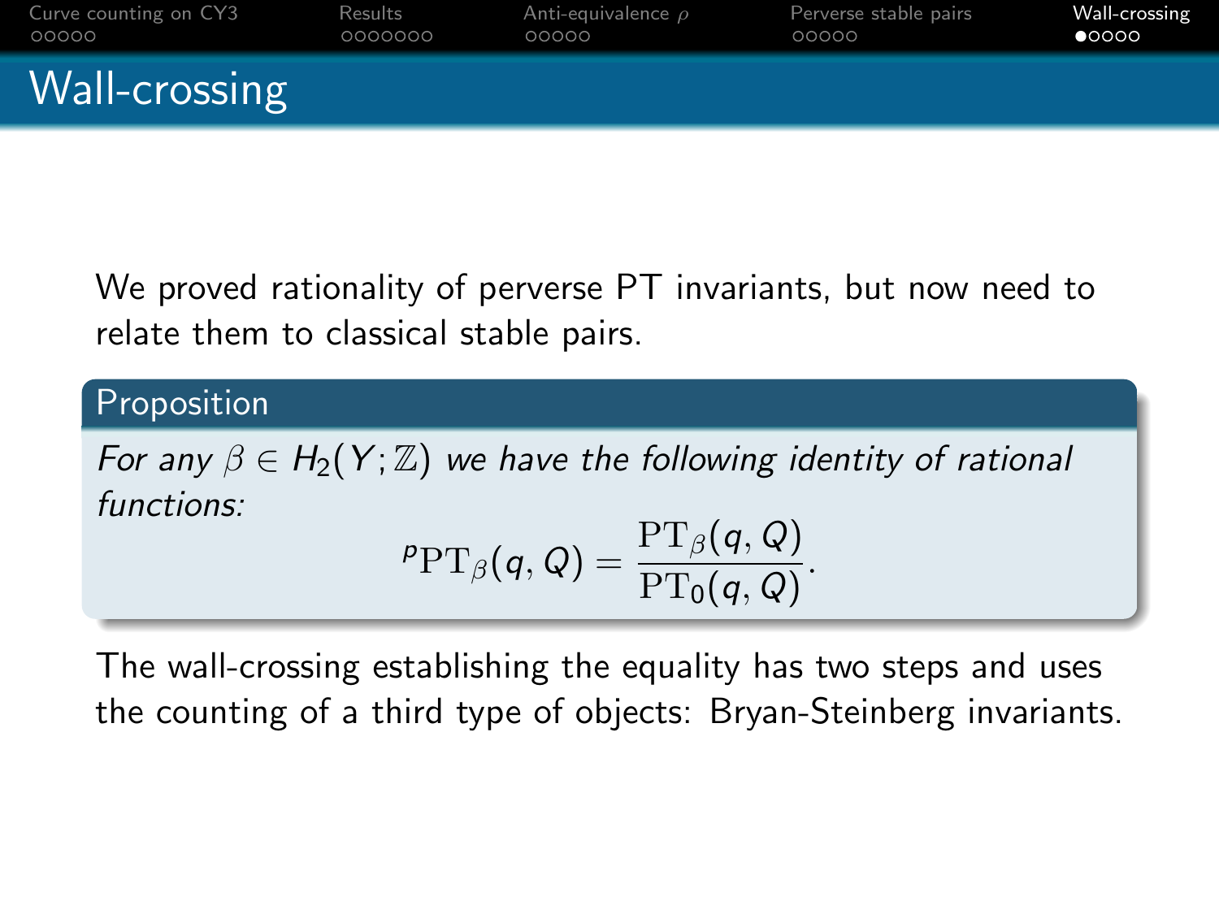# Wall-crossing

We proved rationality of perverse PT invariants, but now need to relate them to classical stable pairs.

**Proposition**

*For any $\beta \in H_2(Y;\mathbb{Z})$ we have the following identity of rational functions:*

$$^{p}\mathrm{PT}_\beta(q,Q) = \frac{\mathrm{PT}_\beta(q,Q)}{\mathrm{PT}_0(q,Q)}.$$

The wall-crossing establishing the equality has two steps and uses the counting of a third type of objects: Bryan-Steinberg invariants.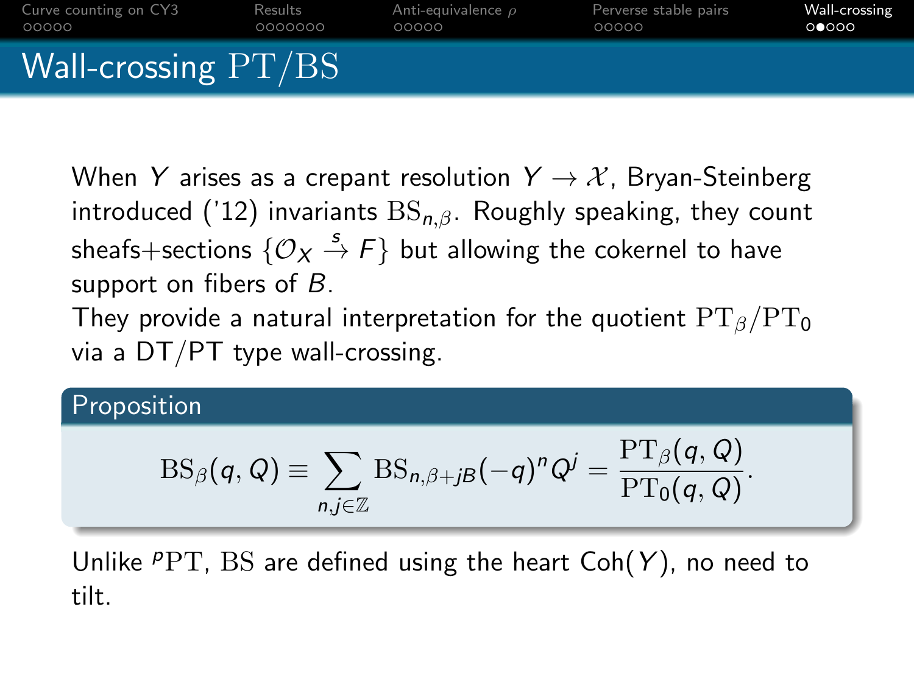# Wall-crossing $\mathrm{PT}/\mathrm{BS}$

When $Y$ arises as a crepant resolution $Y \to \mathcal{X}$, Bryan-Steinberg introduced ('12) invariants $\mathrm{BS}_{n,\beta}$. Roughly speaking, they count sheafs+sections $\{\mathcal{O}_X \xrightarrow{s} F\}$ but allowing the cokernel to have support on fibers of $B$.

They provide a natural interpretation for the quotient $\mathrm{PT}_\beta/\mathrm{PT}_0$ via a DT/PT type wall-crossing.

**Proposition**

$$\mathrm{BS}_\beta(q, Q) \equiv \sum_{n,j\in\mathbb{Z}} \mathrm{BS}_{n,\beta+jB}(-q)^n Q^j = \frac{\mathrm{PT}_\beta(q, Q)}{\mathrm{PT}_0(q, Q)}.$$

Unlike ${}^p\mathrm{PT}$, $\mathrm{BS}$ are defined using the heart $\mathsf{Coh}(Y)$, no need to tilt.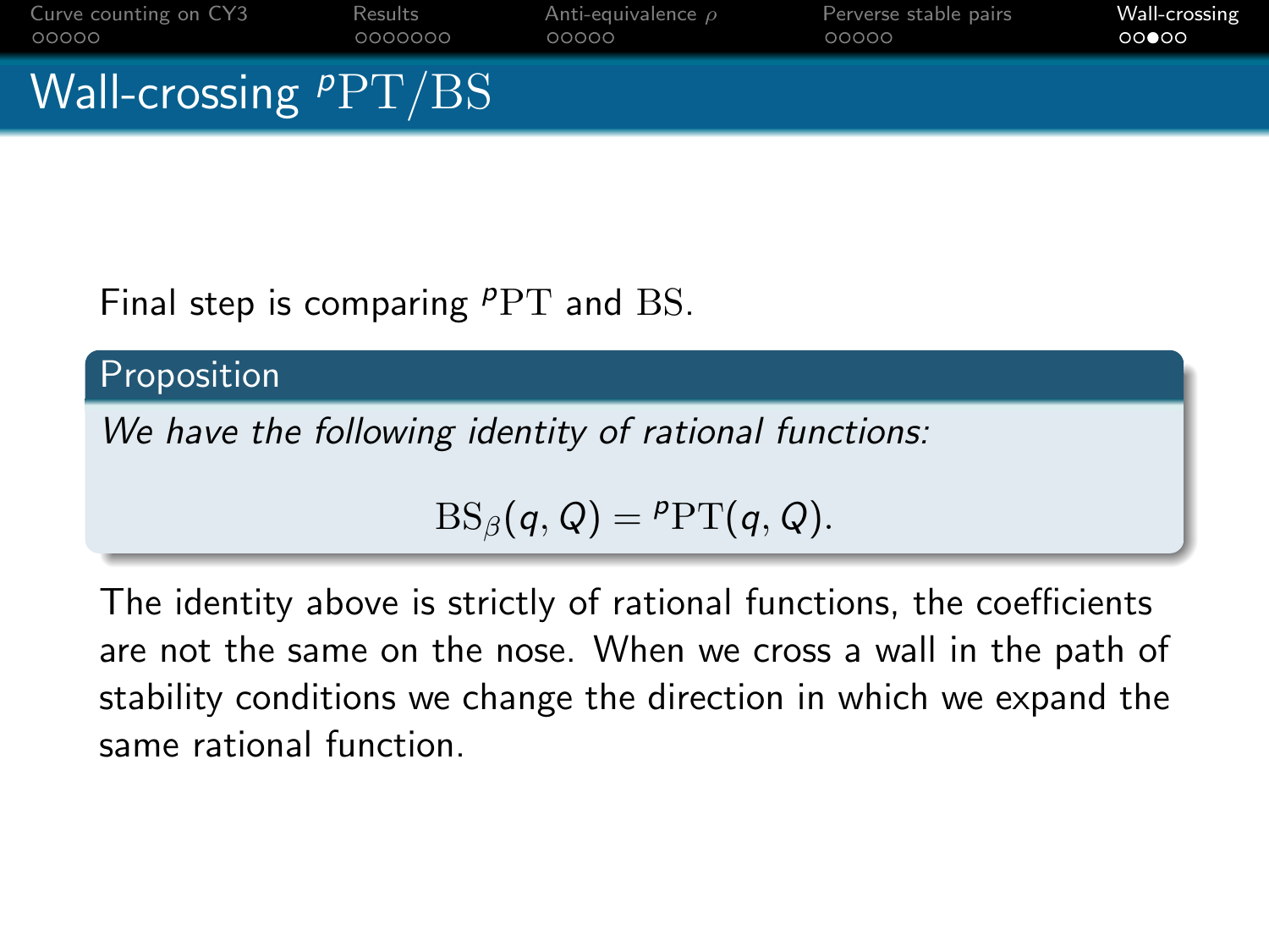# Wall-crossing ${}^{p}\mathrm{PT}/\mathrm{BS}$

Final step is comparing ${}^{p}\mathrm{PT}$ and $\mathrm{BS}$.

**Proposition**

*We have the following identity of rational functions:*

$$\mathrm{BS}_{\beta}(q, Q) = {}^{p}\mathrm{PT}(q, Q).$$

The identity above is strictly of rational functions, the coefficients are not the same on the nose. When we cross a wall in the path of stability conditions we change the direction in which we expand the same rational function.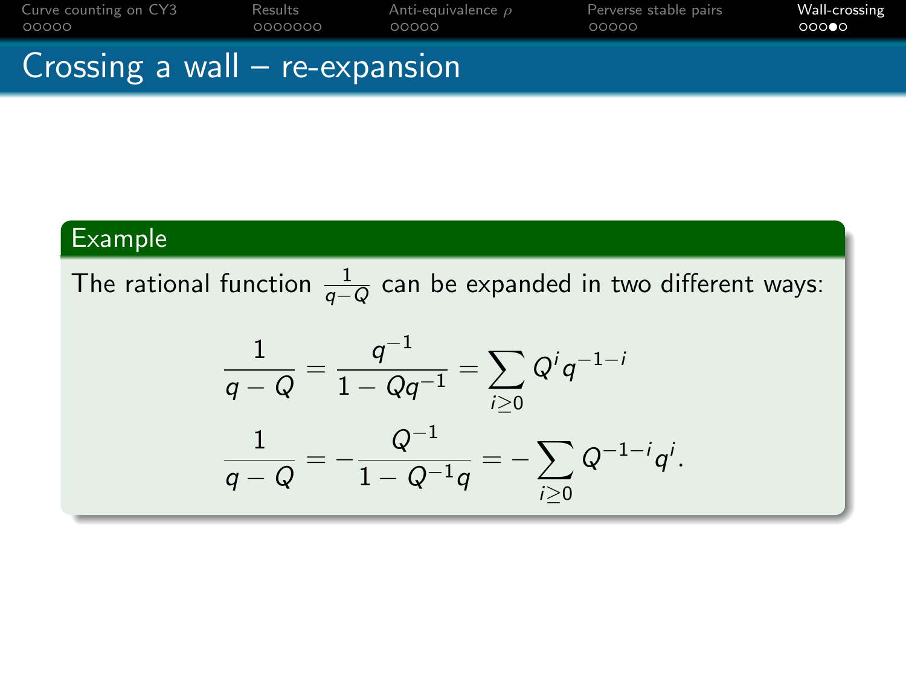# Crossing a wall – re-expansion

## Example

The rational function $\frac{1}{q-Q}$ can be expanded in two different ways:

$$\frac{1}{q-Q} = \frac{q^{-1}}{1-Qq^{-1}} = \sum_{i \geq 0} Q^i q^{-1-i}$$

$$\frac{1}{q-Q} = -\frac{Q^{-1}}{1-Q^{-1}q} = -\sum_{i \geq 0} Q^{-1-i} q^i.$$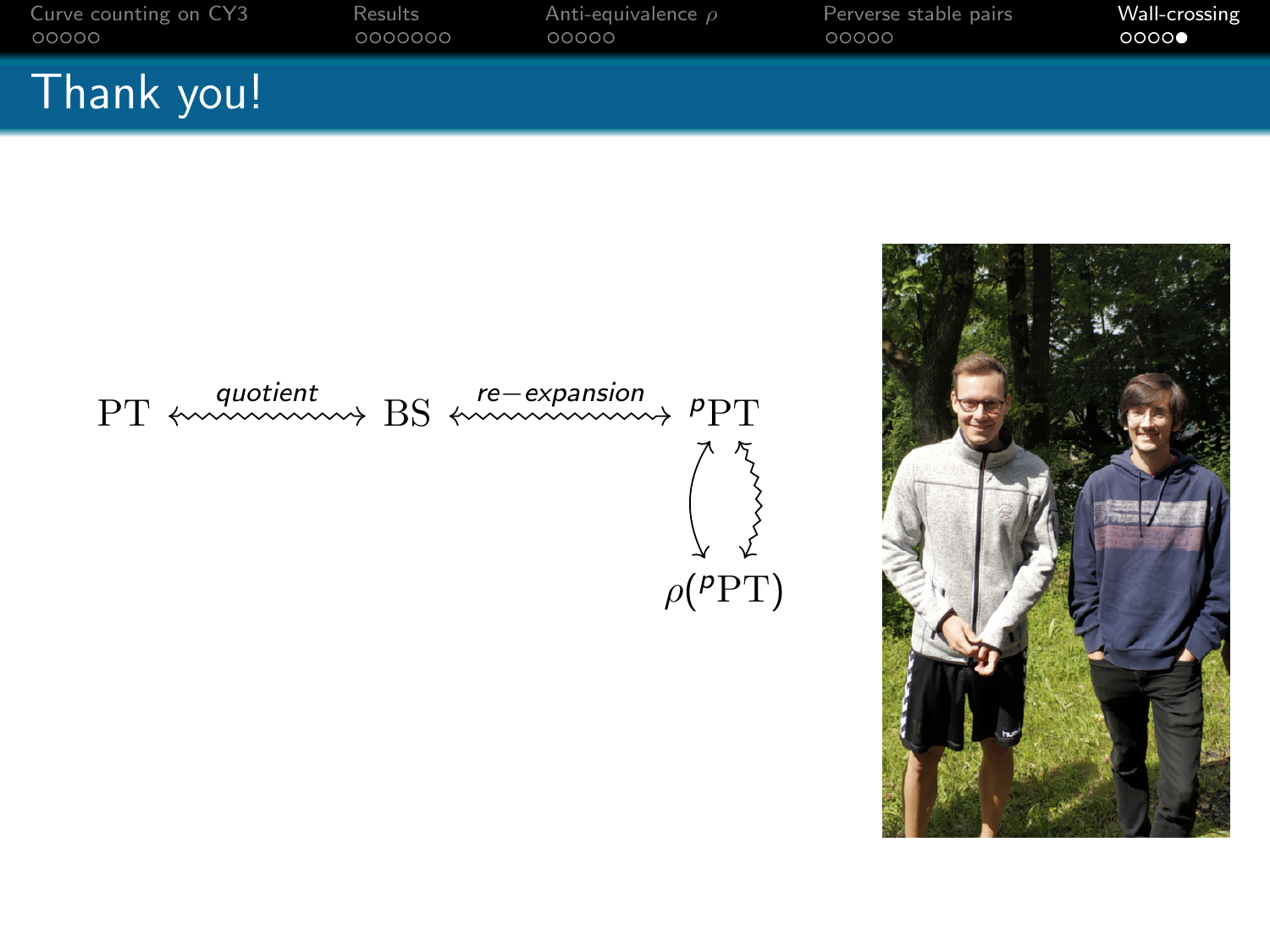# Thank you!

PT ⟷ (quotient) BS ⟷ (re−expansion) ${}^{p}\mathrm{PT}$

${}^{p}\mathrm{PT}$ ⟷ $\rho({}^{p}\mathrm{PT})$